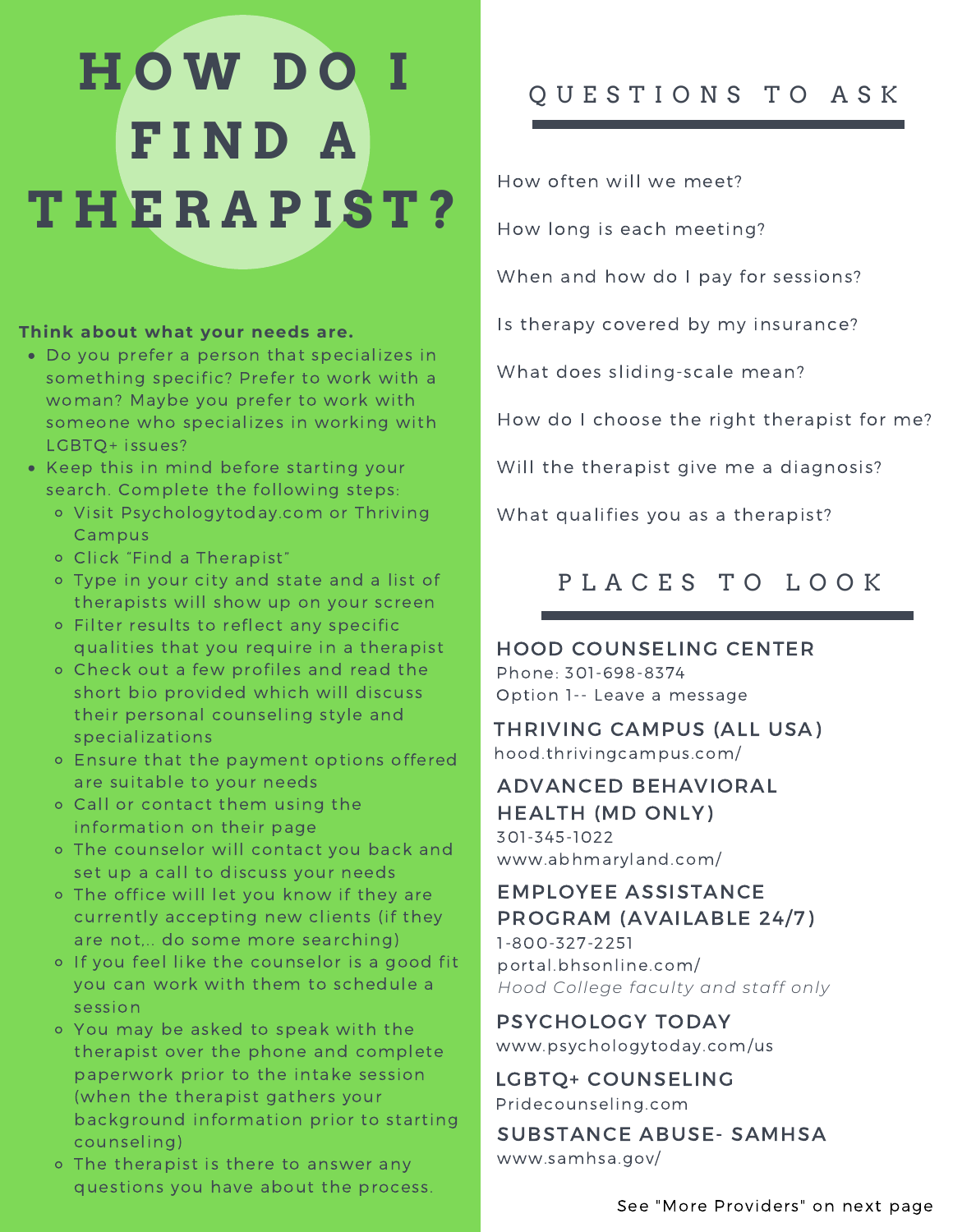# HOW DO I FIND A THERAPIST?

**Think about what your needs are.**

- Do you prefer a person that specializes in something specific? Prefer to work with a woman? Maybe you prefer to work with someone who specializes in working with LGBTQ+ issues?
- Keep this in mind before starting your search. Complete the following steps:
  - Visit Psychologytoday.com or Thriving Campus
  - Click "Find a Therapist"
  - Type in your city and state and a list of therapists will show up on your screen
  - Filter results to reflect any specific qualities that you require in a therapist
  - Check out a few profiles and read the short bio provided which will discuss their personal counseling style and specializations
  - Ensure that the payment options offered are suitable to your needs
  - Call or contact them using the information on their page
  - The counselor will contact you back and set up a call to discuss your needs
  - The office will let you know if they are currently accepting new clients (if they are not,.. do some more searching)
  - If you feel like the counselor is a good fit you can work with them to schedule a session
  - You may be asked to speak with the therapist over the phone and complete paperwork prior to the intake session (when the therapist gathers your background information prior to starting counseling)
  - The therapist is there to answer any questions you have about the process.

## QUESTIONS TO ASK

How often will we meet?

How long is each meeting?

When and how do I pay for sessions?

Is therapy covered by my insurance?

What does sliding-scale mean?

How do I choose the right therapist for me?

Will the therapist give me a diagnosis?

What qualifies you as a therapist?

## PLACES TO LOOK

### HOOD COUNSELING CENTER

Phone: 301-698-8374
Option 1-- Leave a message

### THRIVING CAMPUS (ALL USA)

hood.thrivingcampus.com/

### ADVANCED BEHAVIORAL HEALTH (MD ONLY)

301-345-1022
www.abhmaryland.com/

### EMPLOYEE ASSISTANCE PROGRAM (AVAILABLE 24/7)

1-800-327-2251
portal.bhsonline.com/
*Hood College faculty and staff only*

### PSYCHOLOGY TODAY

www.psychologytoday.com/us

### LGBTQ+ COUNSELING

Pridecounseling.com

### SUBSTANCE ABUSE- SAMHSA

www.samhsa.gov/

See "More Providers" on next page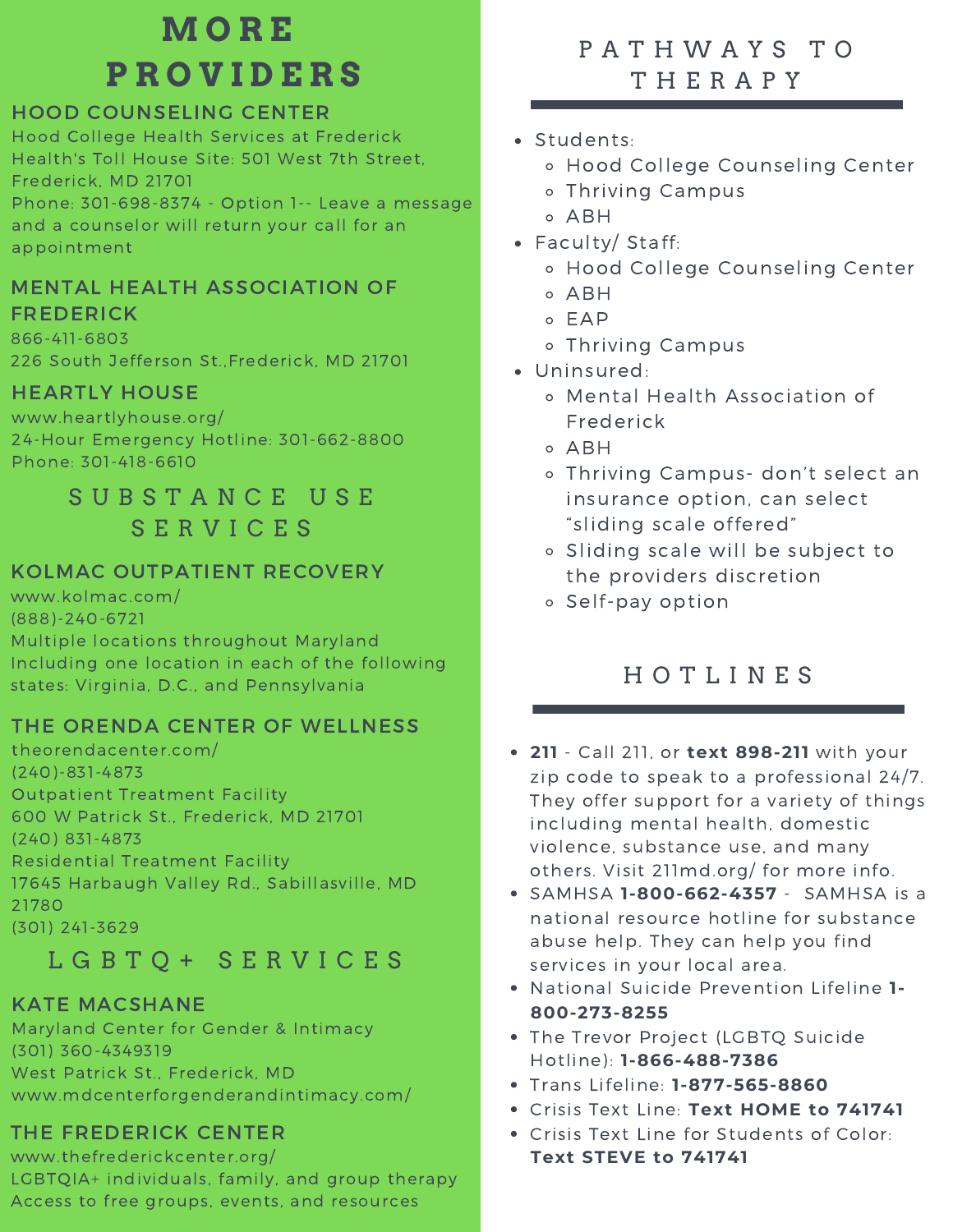# MORE PROVIDERS

### HOOD COUNSELING CENTER

Hood College Health Services at Frederick Health's Toll House Site: 501 West 7th Street, Frederick, MD 21701
Phone: 301-698-8374 - Option 1-- Leave a message and a counselor will return your call for an appointment

### MENTAL HEALTH ASSOCIATION OF FREDERICK

866-411-6803
226 South Jefferson St.,Frederick, MD 21701

### HEARTLY HOUSE

www.heartlyhouse.org/
24-Hour Emergency Hotline: 301-662-8800
Phone: 301-418-6610

## SUBSTANCE USE SERVICES

### KOLMAC OUTPATIENT RECOVERY

www.kolmac.com/
(888)-240-6721
Multiple locations throughout Maryland Including one location in each of the following states: Virginia, D.C., and Pennsylvania

### THE ORENDA CENTER OF WELLNESS

theorendacenter.com/
(240)-831-4873
Outpatient Treatment Facility
600 W Patrick St., Frederick, MD 21701
(240) 831-4873
Residential Treatment Facility
17645 Harbaugh Valley Rd., Sabillasville, MD 21780
(301) 241-3629

## LGBTQ+ SERVICES

### KATE MACSHANE

Maryland Center for Gender & Intimacy
(301) 360-4349319
West Patrick St., Frederick, MD
www.mdcenterforgenderandintimacy.com/

### THE FREDERICK CENTER

www.thefrederickcenter.org/
LGBTQIA+ individuals, family, and group therapy
Access to free groups, events, and resources

## PATHWAYS TO THERAPY

- Students:
  - Hood College Counseling Center
  - Thriving Campus
  - ABH
- Faculty/ Staff:
  - Hood College Counseling Center
  - ABH
  - EAP
  - Thriving Campus
- Uninsured:
  - Mental Health Association of Frederick
  - ABH
  - Thriving Campus- don't select an insurance option, can select "sliding scale offered"
  - Sliding scale will be subject to the providers discretion
  - Self-pay option

## HOTLINES

- **211** - Call 211, or **text 898-211** with your zip code to speak to a professional 24/7. They offer support for a variety of things including mental health, domestic violence, substance use, and many others. Visit 211md.org/ for more info.
- SAMHSA **1-800-662-4357** - SAMHSA is a national resource hotline for substance abuse help. They can help you find services in your local area.
- National Suicide Prevention Lifeline **1-800-273-8255**
- The Trevor Project (LGBTQ Suicide Hotline): **1-866-488-7386**
- Trans Lifeline: **1-877-565-8860**
- Crisis Text Line: **Text HOME to 741741**
- Crisis Text Line for Students of Color: **Text STEVE to 741741**